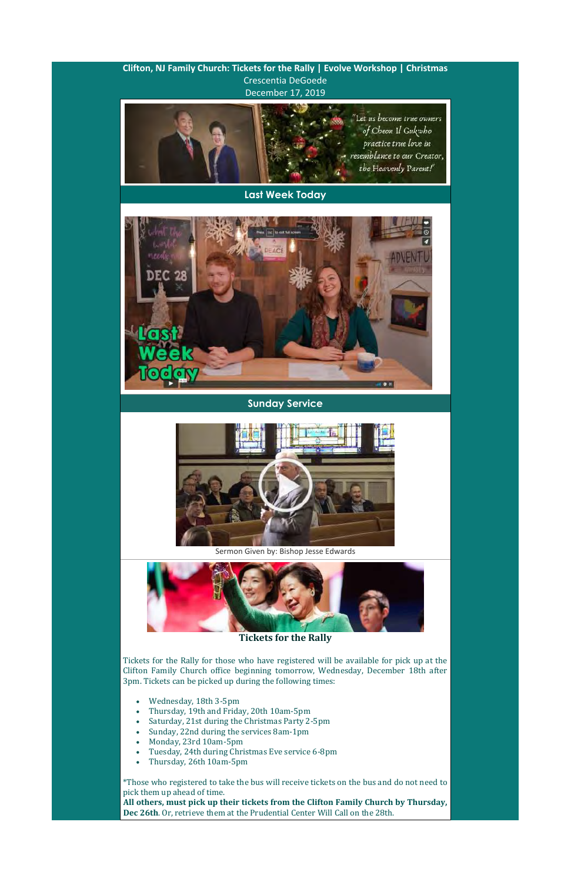**Clifton, NJ Family Church: Tickets for the Rally | Evolve Workshop | Christmas**

Crescentia DeGoede

December 17, 2019

## Last Week Today

## Sunday Service

Sermon Given by: Bishop Jesse Edwards

### Tickets for the Rally

Tickets for the Rally for those who have registered will be available for pick up at the Clifton Family Church office beginning tomorrow, Wednesday, December 18th after 3pm. Tickets can be picked up during the following times:

- Wednesday, 18th 3-5pm
- Thursday, 19th and Friday, 20th 10am-5pm
- Saturday, 21st during the Christmas Party 2-5pm
- Sunday, 22nd during the services 8am-1pm
- Monday, 23rd 10am-5pm
- Tuesday, 24th during Christmas Eve service 6-8pm
- Thursday, 26th 10am-5pm

*Those who registered to take the bus will receive tickets on the bus and do not need to pick them up ahead of time.

**All others, must pick up their tickets from the Clifton Family Church by Thursday, Dec 26th**. Or, retrieve them at the Prudential Center Will Call on the 28th.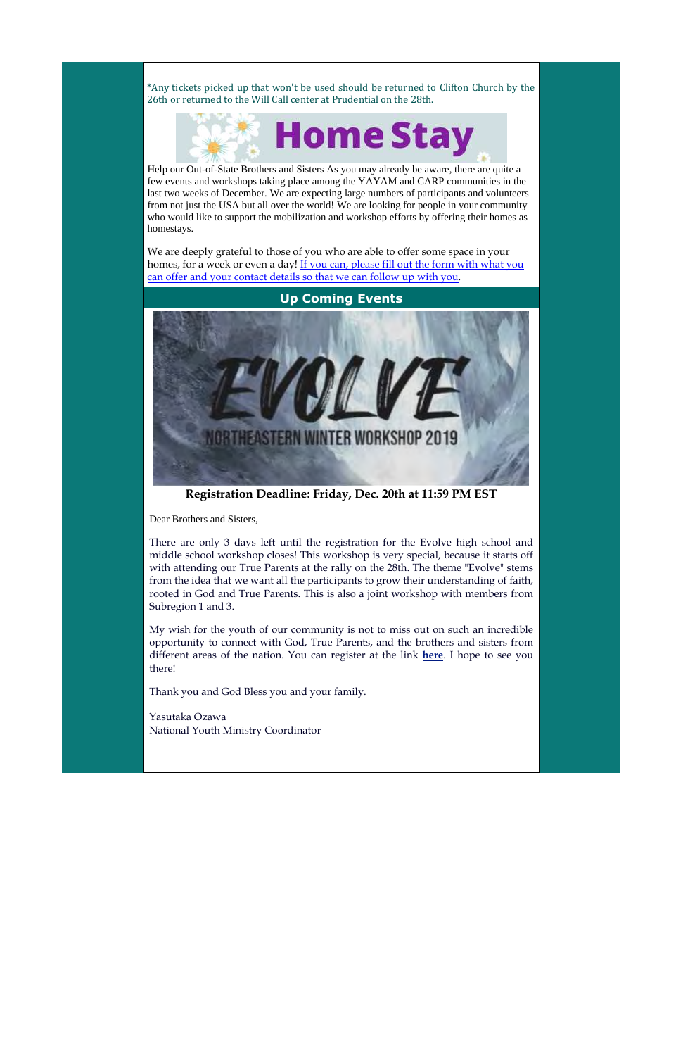*Any tickets picked up that won't be used should be returned to Clifton Church by the 26th or returned to the Will Call center at Prudential on the 28th.

# Home Stay

Help our Out-of-State Brothers and Sisters As you may already be aware, there are quite a few events and workshops taking place among the YAYAM and CARP communities in the last two weeks of December. We are expecting large numbers of participants and volunteers from not just the USA but all over the world! We are looking for people in your community who would like to support the mobilization and workshop efforts by offering their homes as homestays.

We are deeply grateful to those of you who are able to offer some space in your homes, for a week or even a day! If you can, please fill out the form with what you can offer and your contact details so that we can follow up with you.

## Up Coming Events

EVOLVE

NORTHEASTERN WINTER WORKSHOP 2019

**Registration Deadline: Friday, Dec. 20th at 11:59 PM EST**

Dear Brothers and Sisters,

There are only 3 days left until the registration for the Evolve high school and middle school workshop closes! This workshop is very special, because it starts off with attending our True Parents at the rally on the 28th. The theme "Evolve" stems from the idea that we want all the participants to grow their understanding of faith, rooted in God and True Parents. This is also a joint workshop with members from Subregion 1 and 3.

My wish for the youth of our community is not to miss out on such an incredible opportunity to connect with God, True Parents, and the brothers and sisters from different areas of the nation. You can register at the link **here**. I hope to see you there!

Thank you and God Bless you and your family.

Yasutaka Ozawa
National Youth Ministry Coordinator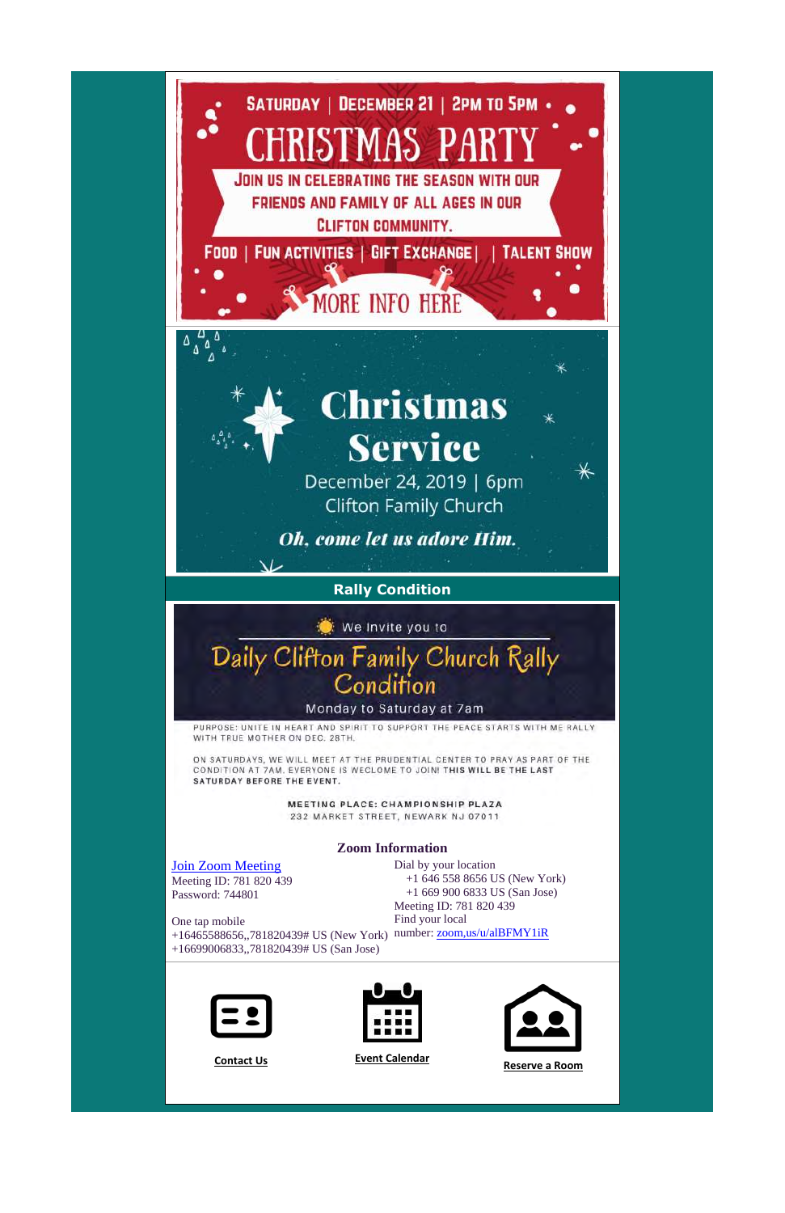SATURDAY | DECEMBER 21 | 2PM TO 5PM

# CHRISTMAS PARTY

JOIN US IN CELEBRATING THE SEASON WITH OUR FRIENDS AND FAMILY OF ALL AGES IN OUR CLIFTON COMMUNITY.

FOOD | FUN ACTIVITIES | GIFT EXCHANGE | | TALENT SHOW

MORE INFO HERE

# Christmas Service

December 24, 2019 | 6pm
Clifton Family Church

*Oh, come let us adore Him.*

## Rally Condition

We Invite you to

# Daily Clifton Family Church Rally Condition

Monday to Saturday at 7am

PURPOSE: UNITE IN HEART AND SPIRIT TO SUPPORT THE PEACE STARTS WITH ME RALLY WITH TRUE MOTHER ON DEC. 28TH.

ON SATURDAYS, WE WILL MEET AT THE PRUDENTIAL CENTER TO PRAY AS PART OF THE CONDITION AT 7AM. EVERYONE IS WECLOME TO JOIN! **THIS WILL BE THE LAST SATURDAY BEFORE THE EVENT.**

**MEETING PLACE: CHAMPIONSHIP PLAZA**
232 MARKET STREET, NEWARK NJ 07011

## Zoom Information

Join Zoom Meeting
Meeting ID: 781 820 439
Password: 744801

One tap mobile
+16465588656,,781820439# US (New York)
+16699006833,,781820439# US (San Jose)

Dial by your location
+1 646 558 8656 US (New York)
+1 669 900 6833 US (San Jose)
Meeting ID: 781 820 439
Find your local number: zoom,us/u/alBFMY1iR

Contact Us

Event Calendar

Reserve a Room